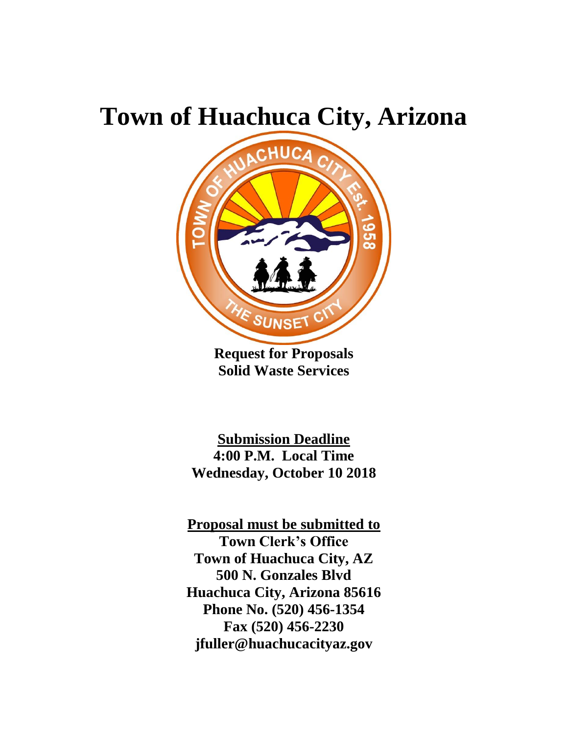# Town of Huachuca City, Arizona

**Request for Proposals**
**Solid Waste Services**

**Submission Deadline**
**4:00 P.M. Local Time**
**Wednesday, October 10 2018**

**Proposal must be submitted to**
**Town Clerk's Office**
**Town of Huachuca City, AZ**
**500 N. Gonzales Blvd**
**Huachuca City, Arizona 85616**
**Phone No. (520) 456-1354**
**Fax (520) 456-2230**
**jfuller@huachucacityaz.gov**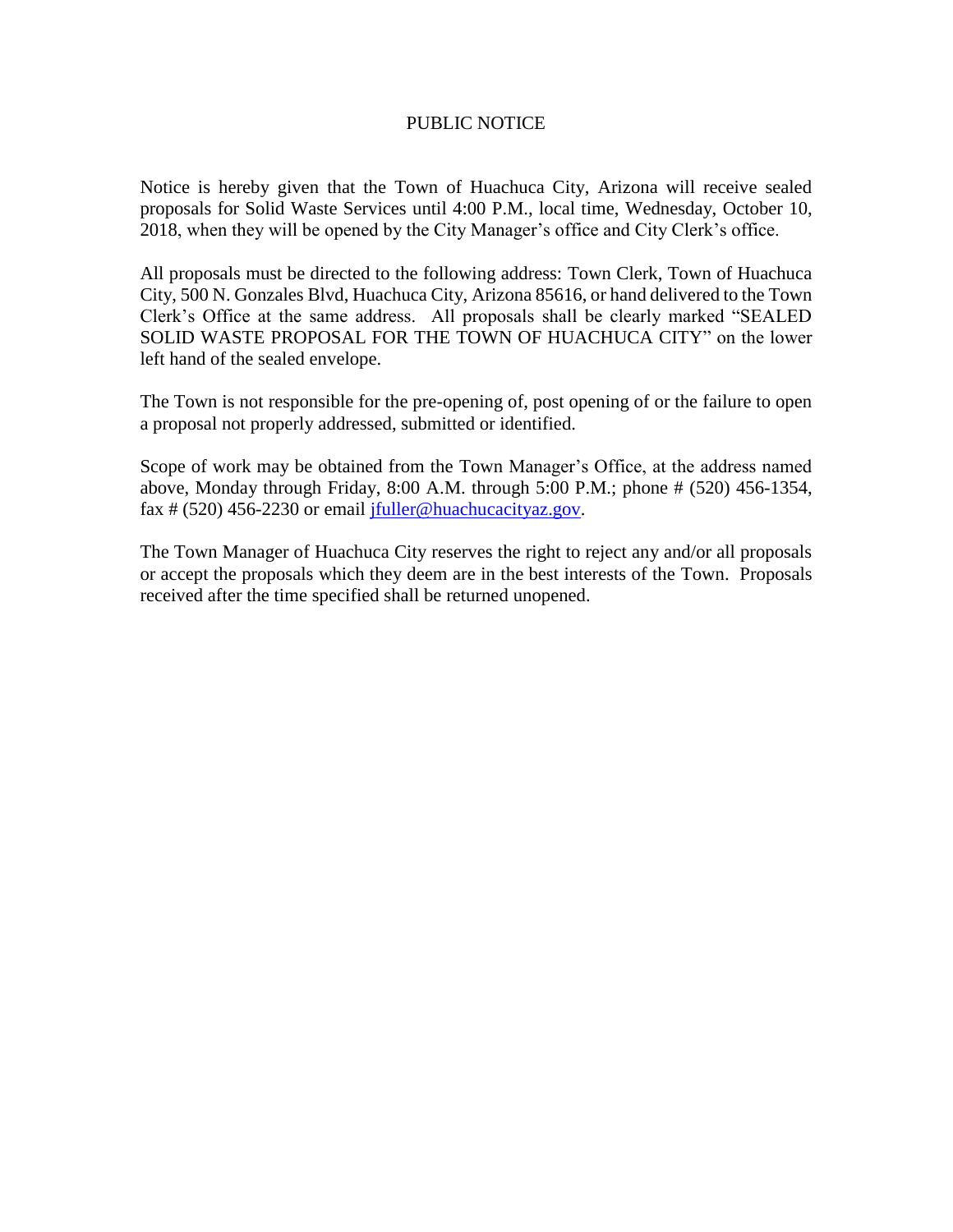# PUBLIC NOTICE

Notice is hereby given that the Town of Huachuca City, Arizona will receive sealed proposals for Solid Waste Services until 4:00 P.M., local time, Wednesday, October 10, 2018, when they will be opened by the City Manager's office and City Clerk's office.

All proposals must be directed to the following address: Town Clerk, Town of Huachuca City, 500 N. Gonzales Blvd, Huachuca City, Arizona 85616, or hand delivered to the Town Clerk's Office at the same address. All proposals shall be clearly marked "SEALED SOLID WASTE PROPOSAL FOR THE TOWN OF HUACHUCA CITY" on the lower left hand of the sealed envelope.

The Town is not responsible for the pre-opening of, post opening of or the failure to open a proposal not properly addressed, submitted or identified.

Scope of work may be obtained from the Town Manager's Office, at the address named above, Monday through Friday, 8:00 A.M. through 5:00 P.M.; phone # (520) 456-1354, fax # (520) 456-2230 or email jfuller@huachucacityaz.gov.

The Town Manager of Huachuca City reserves the right to reject any and/or all proposals or accept the proposals which they deem are in the best interests of the Town. Proposals received after the time specified shall be returned unopened.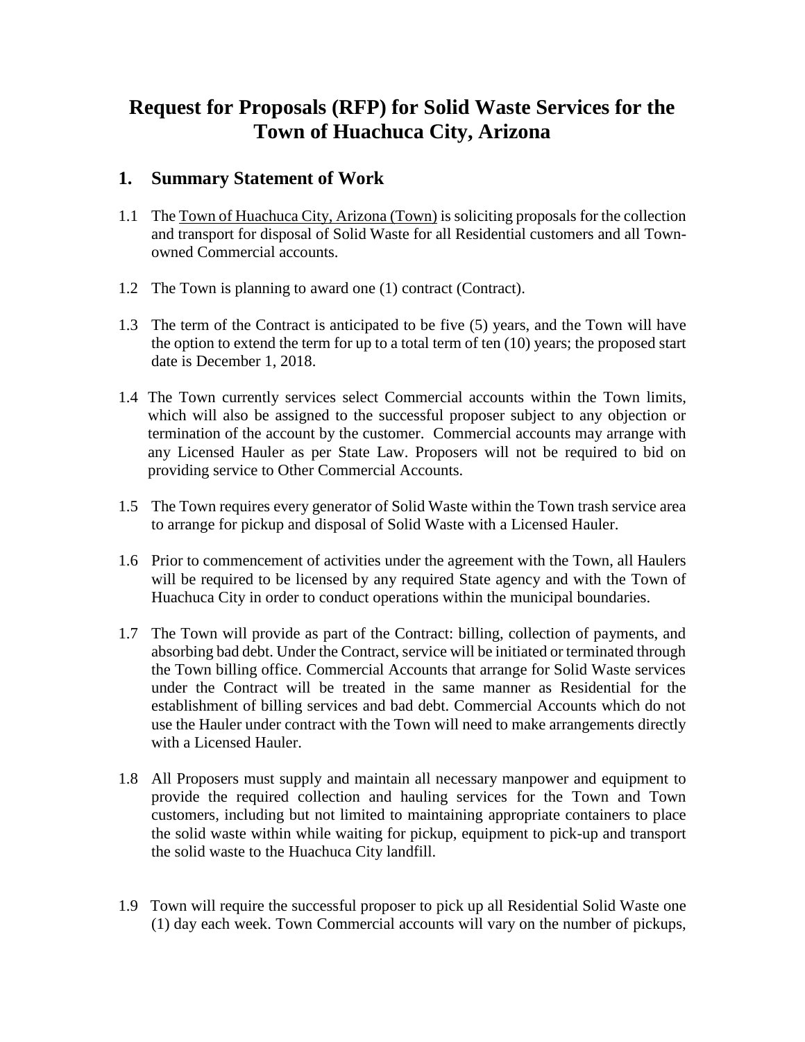# Request for Proposals (RFP) for Solid Waste Services for the Town of Huachuca City, Arizona

## 1. Summary Statement of Work

1.1 The Town of Huachuca City, Arizona (Town) is soliciting proposals for the collection and transport for disposal of Solid Waste for all Residential customers and all Town-owned Commercial accounts.

1.2 The Town is planning to award one (1) contract (Contract).

1.3 The term of the Contract is anticipated to be five (5) years, and the Town will have the option to extend the term for up to a total term of ten (10) years; the proposed start date is December 1, 2018.

1.4 The Town currently services select Commercial accounts within the Town limits, which will also be assigned to the successful proposer subject to any objection or termination of the account by the customer. Commercial accounts may arrange with any Licensed Hauler as per State Law. Proposers will not be required to bid on providing service to Other Commercial Accounts.

1.5 The Town requires every generator of Solid Waste within the Town trash service area to arrange for pickup and disposal of Solid Waste with a Licensed Hauler.

1.6 Prior to commencement of activities under the agreement with the Town, all Haulers will be required to be licensed by any required State agency and with the Town of Huachuca City in order to conduct operations within the municipal boundaries.

1.7 The Town will provide as part of the Contract: billing, collection of payments, and absorbing bad debt. Under the Contract, service will be initiated or terminated through the Town billing office. Commercial Accounts that arrange for Solid Waste services under the Contract will be treated in the same manner as Residential for the establishment of billing services and bad debt. Commercial Accounts which do not use the Hauler under contract with the Town will need to make arrangements directly with a Licensed Hauler.

1.8 All Proposers must supply and maintain all necessary manpower and equipment to provide the required collection and hauling services for the Town and Town customers, including but not limited to maintaining appropriate containers to place the solid waste within while waiting for pickup, equipment to pick-up and transport the solid waste to the Huachuca City landfill.

1.9 Town will require the successful proposer to pick up all Residential Solid Waste one (1) day each week. Town Commercial accounts will vary on the number of pickups,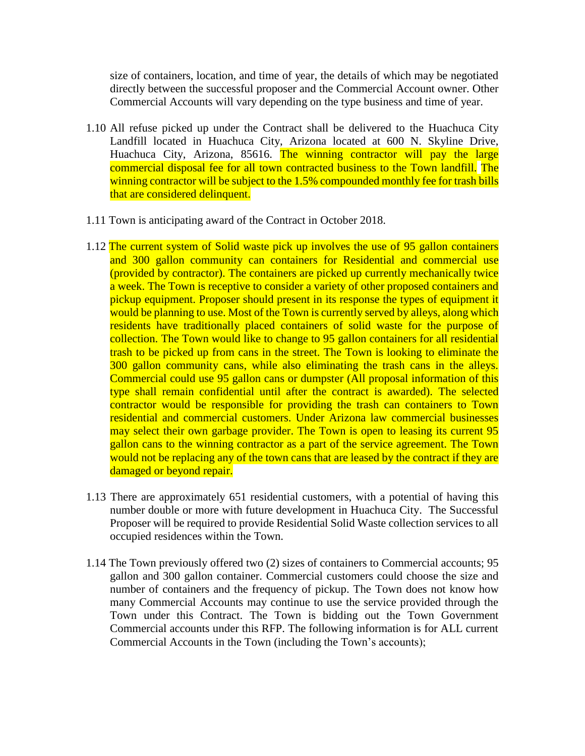size of containers, location, and time of year, the details of which may be negotiated directly between the successful proposer and the Commercial Account owner. Other Commercial Accounts will vary depending on the type business and time of year.

1.10 All refuse picked up under the Contract shall be delivered to the Huachuca City Landfill located in Huachuca City, Arizona located at 600 N. Skyline Drive, Huachuca City, Arizona, 85616. The winning contractor will pay the large commercial disposal fee for all town contracted business to the Town landfill. The winning contractor will be subject to the 1.5% compounded monthly fee for trash bills that are considered delinquent.

1.11 Town is anticipating award of the Contract in October 2018.

1.12 The current system of Solid waste pick up involves the use of 95 gallon containers and 300 gallon community can containers for Residential and commercial use (provided by contractor). The containers are picked up currently mechanically twice a week. The Town is receptive to consider a variety of other proposed containers and pickup equipment. Proposer should present in its response the types of equipment it would be planning to use. Most of the Town is currently served by alleys, along which residents have traditionally placed containers of solid waste for the purpose of collection. The Town would like to change to 95 gallon containers for all residential trash to be picked up from cans in the street. The Town is looking to eliminate the 300 gallon community cans, while also eliminating the trash cans in the alleys. Commercial could use 95 gallon cans or dumpster (All proposal information of this type shall remain confidential until after the contract is awarded). The selected contractor would be responsible for providing the trash can containers to Town residential and commercial customers. Under Arizona law commercial businesses may select their own garbage provider. The Town is open to leasing its current 95 gallon cans to the winning contractor as a part of the service agreement. The Town would not be replacing any of the town cans that are leased by the contract if they are damaged or beyond repair.

1.13 There are approximately 651 residential customers, with a potential of having this number double or more with future development in Huachuca City. The Successful Proposer will be required to provide Residential Solid Waste collection services to all occupied residences within the Town.

1.14 The Town previously offered two (2) sizes of containers to Commercial accounts; 95 gallon and 300 gallon container. Commercial customers could choose the size and number of containers and the frequency of pickup. The Town does not know how many Commercial Accounts may continue to use the service provided through the Town under this Contract. The Town is bidding out the Town Government Commercial accounts under this RFP. The following information is for ALL current Commercial Accounts in the Town (including the Town's accounts);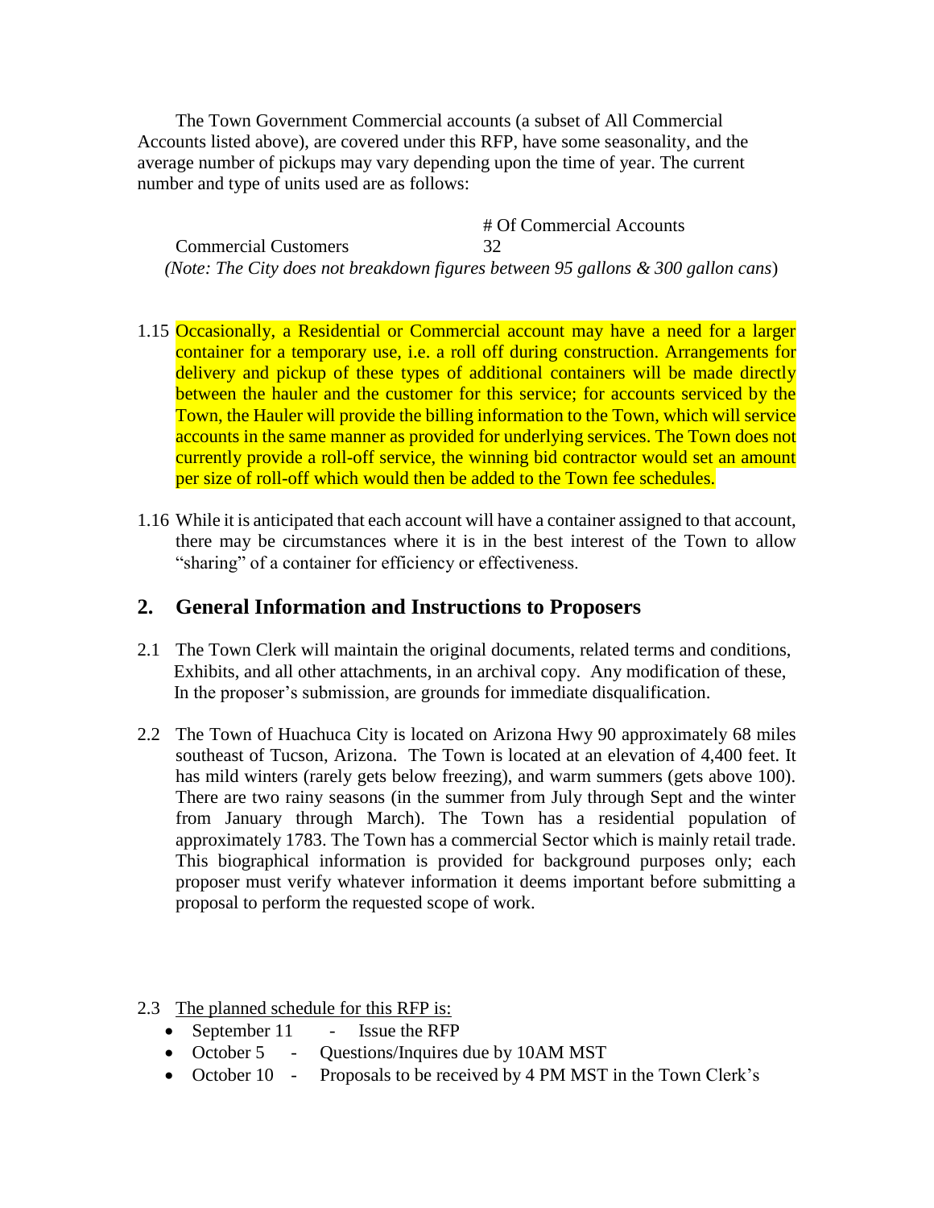The Town Government Commercial accounts (a subset of All Commercial Accounts listed above), are covered under this RFP, have some seasonality, and the average number of pickups may vary depending upon the time of year. The current number and type of units used are as follows:

| | # Of Commercial Accounts |
|---|---|
| Commercial Customers | 32 |

*(Note: The City does not breakdown figures between 95 gallons & 300 gallon cans)*

1.15 Occasionally, a Residential or Commercial account may have a need for a larger container for a temporary use, i.e. a roll off during construction. Arrangements for delivery and pickup of these types of additional containers will be made directly between the hauler and the customer for this service; for accounts serviced by the Town, the Hauler will provide the billing information to the Town, which will service accounts in the same manner as provided for underlying services. The Town does not currently provide a roll-off service, the winning bid contractor would set an amount per size of roll-off which would then be added to the Town fee schedules.

1.16 While it is anticipated that each account will have a container assigned to that account, there may be circumstances where it is in the best interest of the Town to allow "sharing" of a container for efficiency or effectiveness.

## 2. General Information and Instructions to Proposers

2.1 The Town Clerk will maintain the original documents, related terms and conditions, Exhibits, and all other attachments, in an archival copy. Any modification of these, In the proposer's submission, are grounds for immediate disqualification.

2.2 The Town of Huachuca City is located on Arizona Hwy 90 approximately 68 miles southeast of Tucson, Arizona. The Town is located at an elevation of 4,400 feet. It has mild winters (rarely gets below freezing), and warm summers (gets above 100). There are two rainy seasons (in the summer from July through Sept and the winter from January through March). The Town has a residential population of approximately 1783. The Town has a commercial Sector which is mainly retail trade. This biographical information is provided for background purposes only; each proposer must verify whatever information it deems important before submitting a proposal to perform the requested scope of work.

2.3 <u>The planned schedule for this RFP is:</u>

- September 11 - Issue the RFP
- October 5 - Questions/Inquires due by 10AM MST
- October 10 - Proposals to be received by 4 PM MST in the Town Clerk's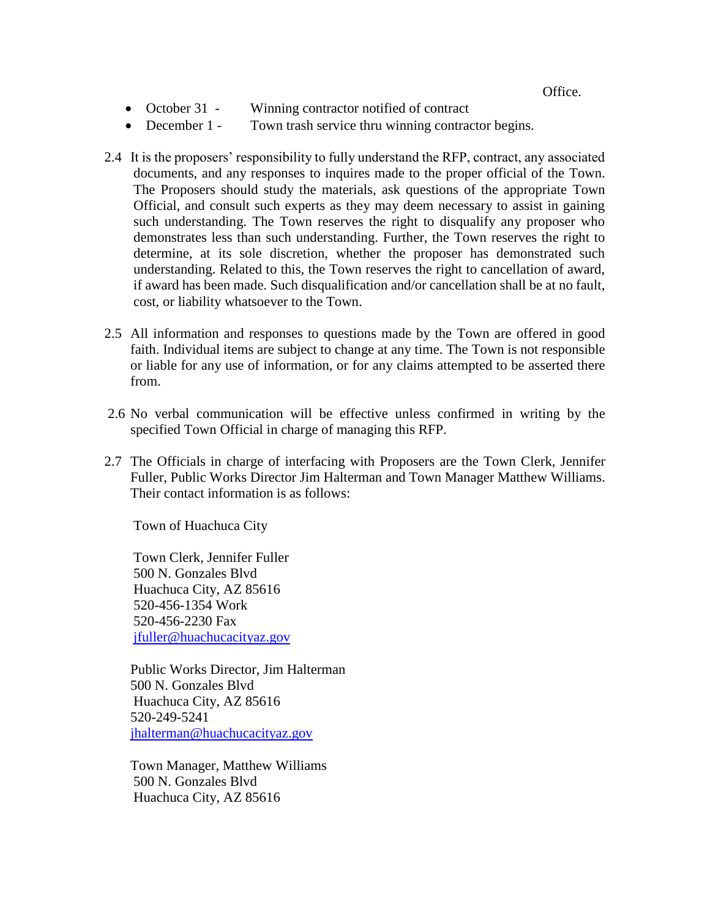Office.

- October 31 - Winning contractor notified of contract
- December 1 - Town trash service thru winning contractor begins.

2.4 It is the proposers' responsibility to fully understand the RFP, contract, any associated documents, and any responses to inquires made to the proper official of the Town. The Proposers should study the materials, ask questions of the appropriate Town Official, and consult such experts as they may deem necessary to assist in gaining such understanding. The Town reserves the right to disqualify any proposer who demonstrates less than such understanding. Further, the Town reserves the right to determine, at its sole discretion, whether the proposer has demonstrated such understanding. Related to this, the Town reserves the right to cancellation of award, if award has been made. Such disqualification and/or cancellation shall be at no fault, cost, or liability whatsoever to the Town.

2.5 All information and responses to questions made by the Town are offered in good faith. Individual items are subject to change at any time. The Town is not responsible or liable for any use of information, or for any claims attempted to be asserted there from.

2.6 No verbal communication will be effective unless confirmed in writing by the specified Town Official in charge of managing this RFP.

2.7 The Officials in charge of interfacing with Proposers are the Town Clerk, Jennifer Fuller, Public Works Director Jim Halterman and Town Manager Matthew Williams. Their contact information is as follows:

Town of Huachuca City

Town Clerk, Jennifer Fuller
500 N. Gonzales Blvd
Huachuca City, AZ 85616
520-456-1354 Work
520-456-2230 Fax
jfuller@huachucacityaz.gov

Public Works Director, Jim Halterman
500 N. Gonzales Blvd
Huachuca City, AZ 85616
520-249-5241
jhalterman@huachucacityaz.gov

Town Manager, Matthew Williams
500 N. Gonzales Blvd
Huachuca City, AZ 85616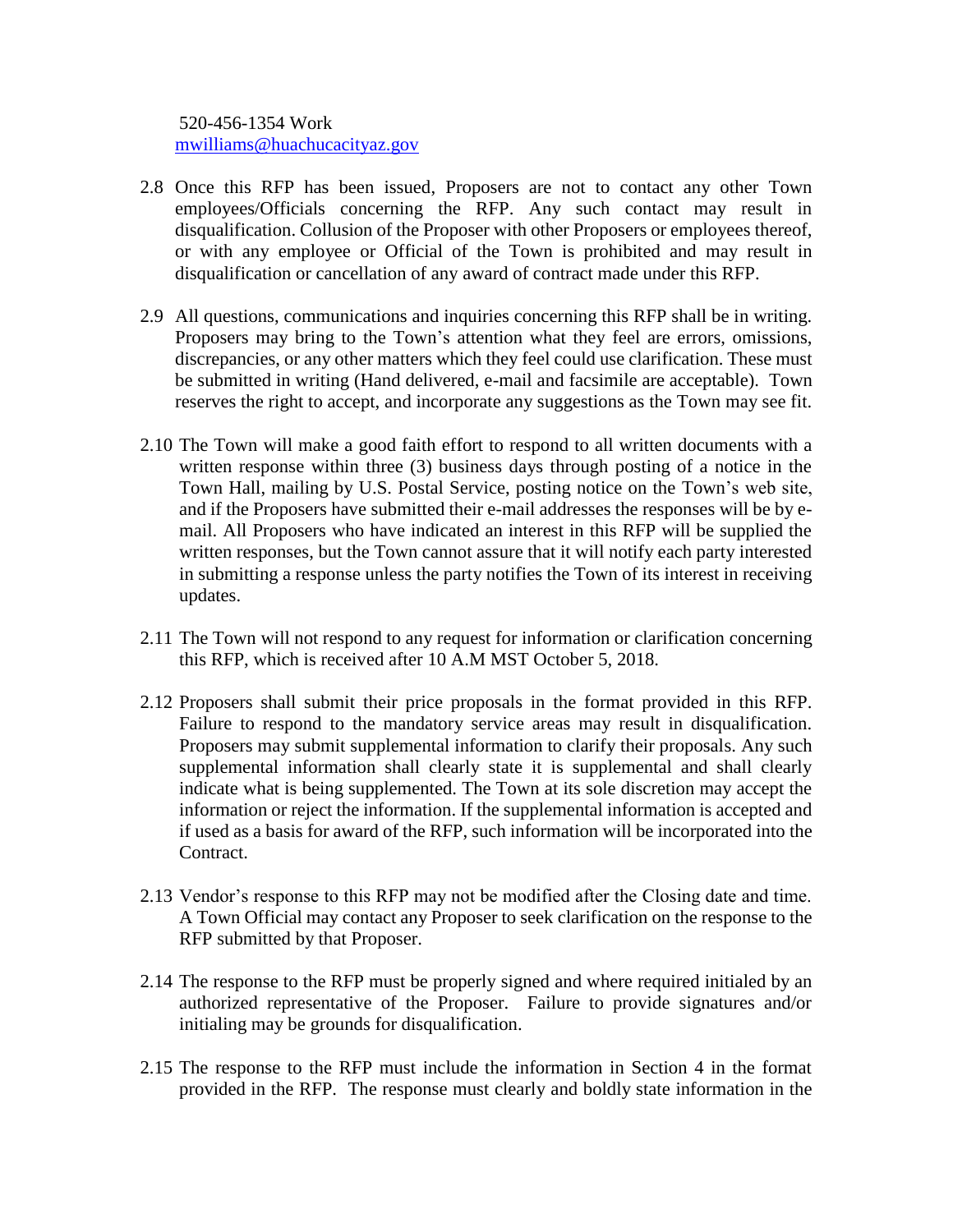520-456-1354 Work
[mwilliams@huachucacityaz.gov](mailto:mwilliams@huachucacityaz.gov)

2.8 Once this RFP has been issued, Proposers are not to contact any other Town employees/Officials concerning the RFP. Any such contact may result in disqualification. Collusion of the Proposer with other Proposers or employees thereof, or with any employee or Official of the Town is prohibited and may result in disqualification or cancellation of any award of contract made under this RFP.

2.9 All questions, communications and inquiries concerning this RFP shall be in writing. Proposers may bring to the Town's attention what they feel are errors, omissions, discrepancies, or any other matters which they feel could use clarification. These must be submitted in writing (Hand delivered, e-mail and facsimile are acceptable). Town reserves the right to accept, and incorporate any suggestions as the Town may see fit.

2.10 The Town will make a good faith effort to respond to all written documents with a written response within three (3) business days through posting of a notice in the Town Hall, mailing by U.S. Postal Service, posting notice on the Town's web site, and if the Proposers have submitted their e-mail addresses the responses will be by e-mail. All Proposers who have indicated an interest in this RFP will be supplied the written responses, but the Town cannot assure that it will notify each party interested in submitting a response unless the party notifies the Town of its interest in receiving updates.

2.11 The Town will not respond to any request for information or clarification concerning this RFP, which is received after 10 A.M MST October 5, 2018.

2.12 Proposers shall submit their price proposals in the format provided in this RFP. Failure to respond to the mandatory service areas may result in disqualification. Proposers may submit supplemental information to clarify their proposals. Any such supplemental information shall clearly state it is supplemental and shall clearly indicate what is being supplemented. The Town at its sole discretion may accept the information or reject the information. If the supplemental information is accepted and if used as a basis for award of the RFP, such information will be incorporated into the Contract.

2.13 Vendor's response to this RFP may not be modified after the Closing date and time. A Town Official may contact any Proposer to seek clarification on the response to the RFP submitted by that Proposer.

2.14 The response to the RFP must be properly signed and where required initialed by an authorized representative of the Proposer. Failure to provide signatures and/or initialing may be grounds for disqualification.

2.15 The response to the RFP must include the information in Section 4 in the format provided in the RFP. The response must clearly and boldly state information in the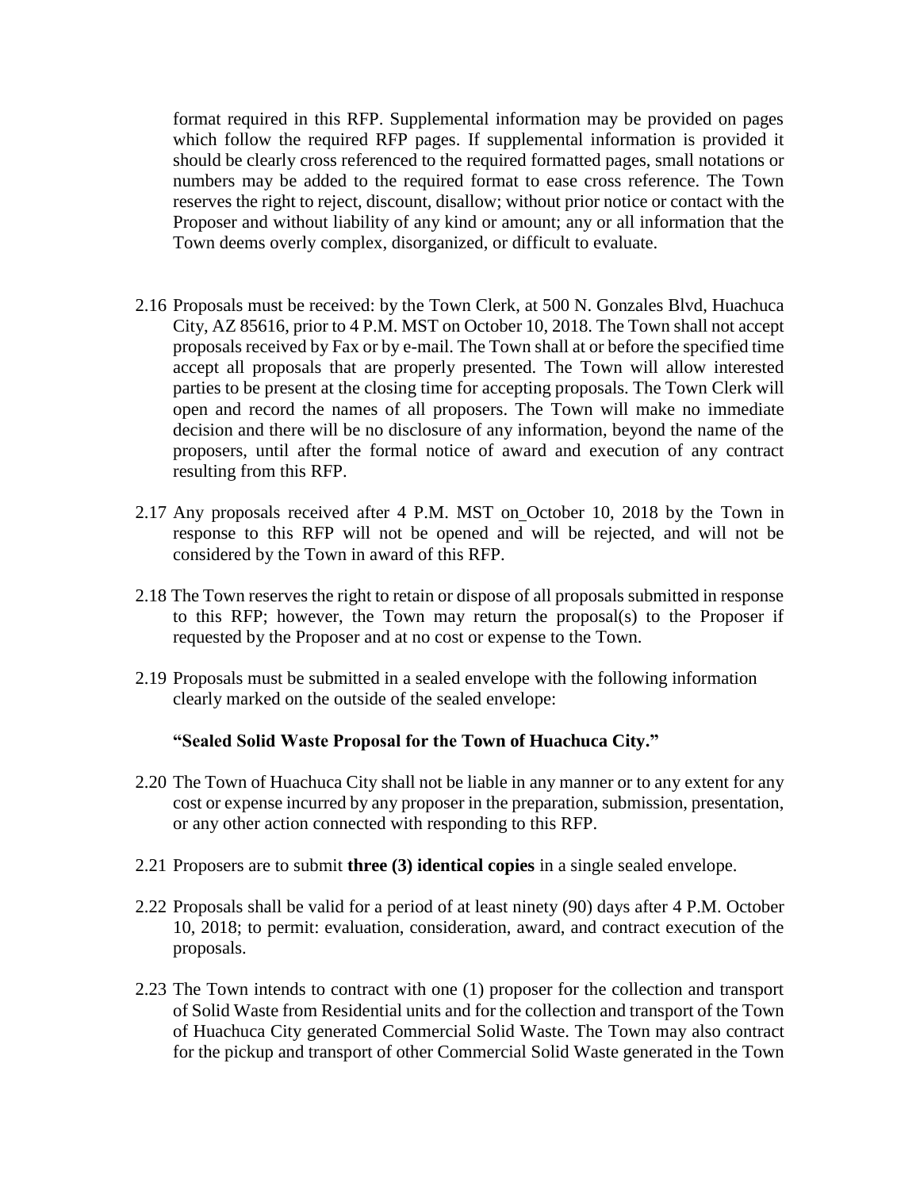format required in this RFP. Supplemental information may be provided on pages which follow the required RFP pages. If supplemental information is provided it should be clearly cross referenced to the required formatted pages, small notations or numbers may be added to the required format to ease cross reference. The Town reserves the right to reject, discount, disallow; without prior notice or contact with the Proposer and without liability of any kind or amount; any or all information that the Town deems overly complex, disorganized, or difficult to evaluate.

2.16 Proposals must be received: by the Town Clerk, at 500 N. Gonzales Blvd, Huachuca City, AZ 85616, prior to 4 P.M. MST on October 10, 2018. The Town shall not accept proposals received by Fax or by e-mail. The Town shall at or before the specified time accept all proposals that are properly presented. The Town will allow interested parties to be present at the closing time for accepting proposals. The Town Clerk will open and record the names of all proposers. The Town will make no immediate decision and there will be no disclosure of any information, beyond the name of the proposers, until after the formal notice of award and execution of any contract resulting from this RFP.

2.17 Any proposals received after 4 P.M. MST on October 10, 2018 by the Town in response to this RFP will not be opened and will be rejected, and will not be considered by the Town in award of this RFP.

2.18 The Town reserves the right to retain or dispose of all proposals submitted in response to this RFP; however, the Town may return the proposal(s) to the Proposer if requested by the Proposer and at no cost or expense to the Town.

2.19 Proposals must be submitted in a sealed envelope with the following information clearly marked on the outside of the sealed envelope:

**"Sealed Solid Waste Proposal for the Town of Huachuca City."**

2.20 The Town of Huachuca City shall not be liable in any manner or to any extent for any cost or expense incurred by any proposer in the preparation, submission, presentation, or any other action connected with responding to this RFP.

2.21 Proposers are to submit **three (3) identical copies** in a single sealed envelope.

2.22 Proposals shall be valid for a period of at least ninety (90) days after 4 P.M. October 10, 2018; to permit: evaluation, consideration, award, and contract execution of the proposals.

2.23 The Town intends to contract with one (1) proposer for the collection and transport of Solid Waste from Residential units and for the collection and transport of the Town of Huachuca City generated Commercial Solid Waste. The Town may also contract for the pickup and transport of other Commercial Solid Waste generated in the Town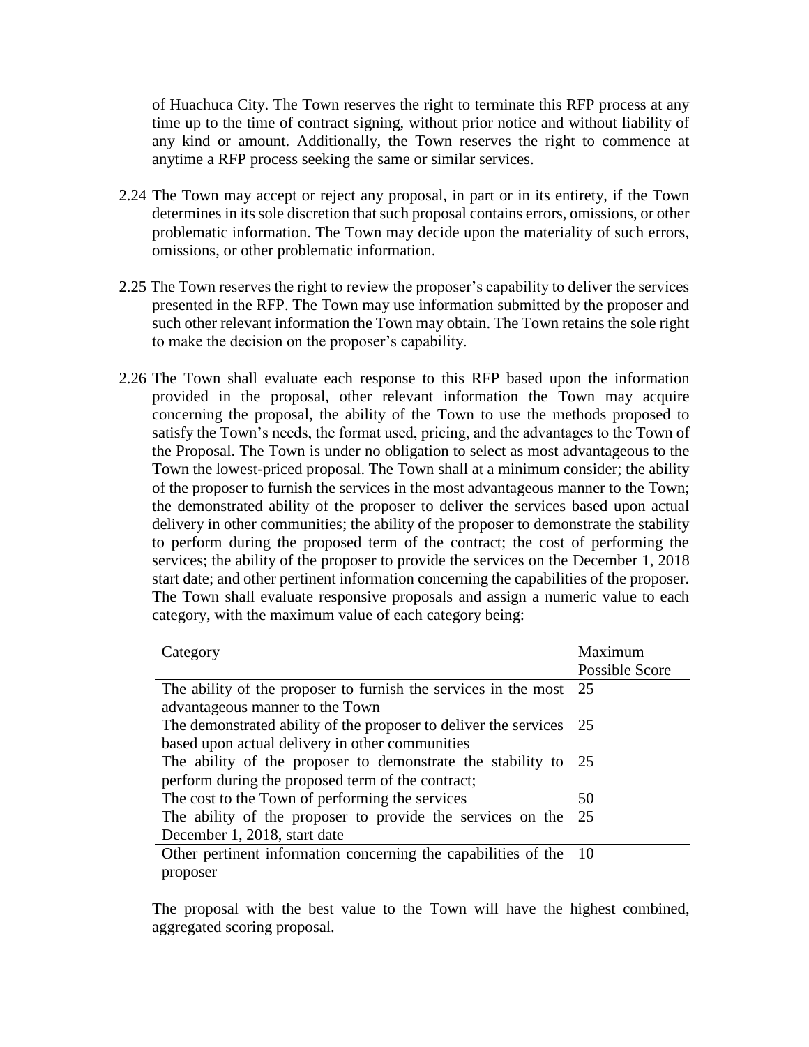of Huachuca City. The Town reserves the right to terminate this RFP process at any time up to the time of contract signing, without prior notice and without liability of any kind or amount. Additionally, the Town reserves the right to commence at anytime a RFP process seeking the same or similar services.

2.24 The Town may accept or reject any proposal, in part or in its entirety, if the Town determines in its sole discretion that such proposal contains errors, omissions, or other problematic information. The Town may decide upon the materiality of such errors, omissions, or other problematic information.

2.25 The Town reserves the right to review the proposer's capability to deliver the services presented in the RFP. The Town may use information submitted by the proposer and such other relevant information the Town may obtain. The Town retains the sole right to make the decision on the proposer's capability.

2.26 The Town shall evaluate each response to this RFP based upon the information provided in the proposal, other relevant information the Town may acquire concerning the proposal, the ability of the Town to use the methods proposed to satisfy the Town's needs, the format used, pricing, and the advantages to the Town of the Proposal. The Town is under no obligation to select as most advantageous to the Town the lowest-priced proposal. The Town shall at a minimum consider; the ability of the proposer to furnish the services in the most advantageous manner to the Town; the demonstrated ability of the proposer to deliver the services based upon actual delivery in other communities; the ability of the proposer to demonstrate the stability to perform during the proposed term of the contract; the cost of performing the services; the ability of the proposer to provide the services on the December 1, 2018 start date; and other pertinent information concerning the capabilities of the proposer. The Town shall evaluate responsive proposals and assign a numeric value to each category, with the maximum value of each category being:

| Category | Maximum Possible Score |
|---|---|
| The ability of the proposer to furnish the services in the most advantageous manner to the Town | 25 |
| The demonstrated ability of the proposer to deliver the services based upon actual delivery in other communities | 25 |
| The ability of the proposer to demonstrate the stability to perform during the proposed term of the contract; | 25 |
| The cost to the Town of performing the services | 50 |
| The ability of the proposer to provide the services on the December 1, 2018, start date | 25 |
| Other pertinent information concerning the capabilities of the proposer | 10 |

The proposal with the best value to the Town will have the highest combined, aggregated scoring proposal.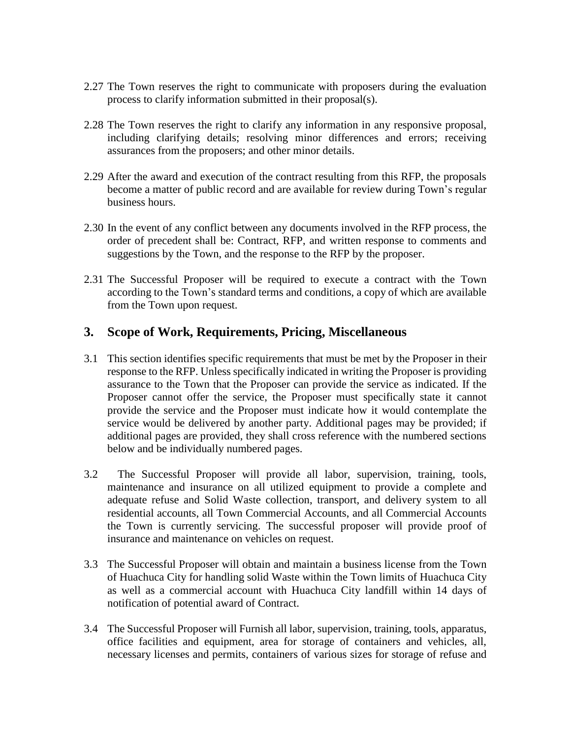2.27 The Town reserves the right to communicate with proposers during the evaluation process to clarify information submitted in their proposal(s).

2.28 The Town reserves the right to clarify any information in any responsive proposal, including clarifying details; resolving minor differences and errors; receiving assurances from the proposers; and other minor details.

2.29 After the award and execution of the contract resulting from this RFP, the proposals become a matter of public record and are available for review during Town's regular business hours.

2.30 In the event of any conflict between any documents involved in the RFP process, the order of precedent shall be: Contract, RFP, and written response to comments and suggestions by the Town, and the response to the RFP by the proposer.

2.31 The Successful Proposer will be required to execute a contract with the Town according to the Town's standard terms and conditions, a copy of which are available from the Town upon request.

## 3. Scope of Work, Requirements, Pricing, Miscellaneous

3.1 This section identifies specific requirements that must be met by the Proposer in their response to the RFP. Unless specifically indicated in writing the Proposer is providing assurance to the Town that the Proposer can provide the service as indicated. If the Proposer cannot offer the service, the Proposer must specifically state it cannot provide the service and the Proposer must indicate how it would contemplate the service would be delivered by another party. Additional pages may be provided; if additional pages are provided, they shall cross reference with the numbered sections below and be individually numbered pages.

3.2 The Successful Proposer will provide all labor, supervision, training, tools, maintenance and insurance on all utilized equipment to provide a complete and adequate refuse and Solid Waste collection, transport, and delivery system to all residential accounts, all Town Commercial Accounts, and all Commercial Accounts the Town is currently servicing. The successful proposer will provide proof of insurance and maintenance on vehicles on request.

3.3 The Successful Proposer will obtain and maintain a business license from the Town of Huachuca City for handling solid Waste within the Town limits of Huachuca City as well as a commercial account with Huachuca City landfill within 14 days of notification of potential award of Contract.

3.4 The Successful Proposer will Furnish all labor, supervision, training, tools, apparatus, office facilities and equipment, area for storage of containers and vehicles, all, necessary licenses and permits, containers of various sizes for storage of refuse and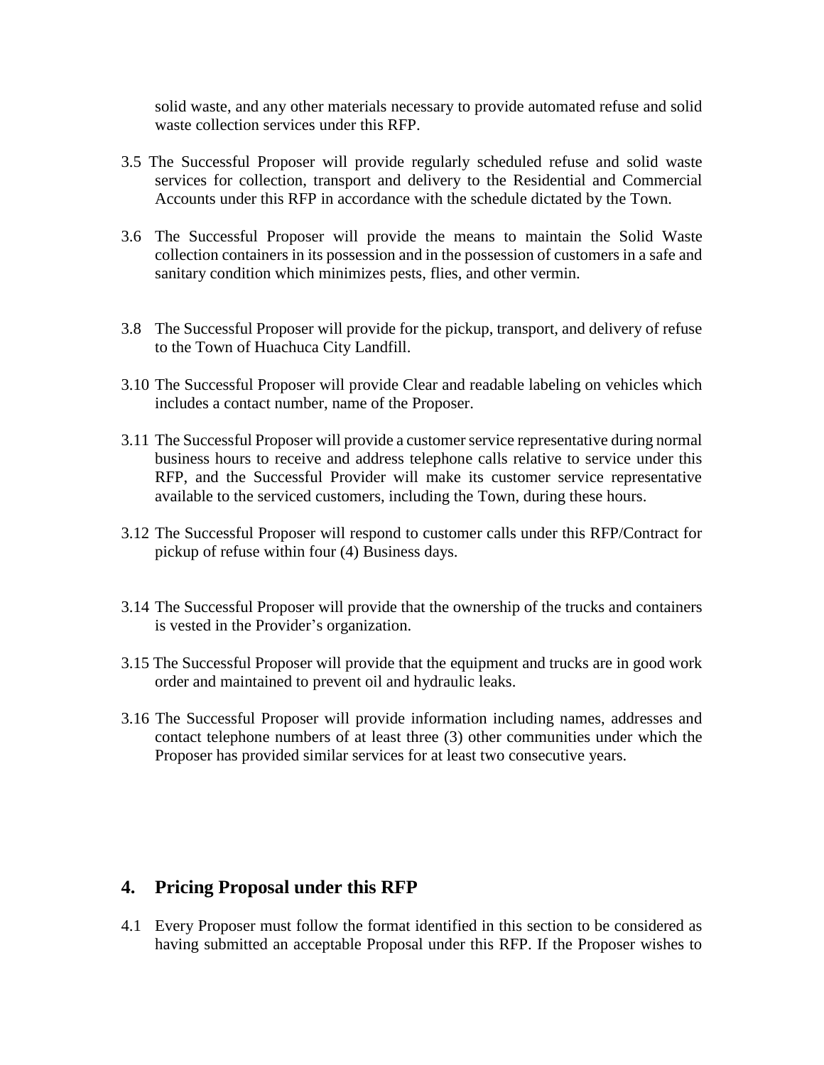solid waste, and any other materials necessary to provide automated refuse and solid waste collection services under this RFP.

3.5 The Successful Proposer will provide regularly scheduled refuse and solid waste services for collection, transport and delivery to the Residential and Commercial Accounts under this RFP in accordance with the schedule dictated by the Town.

3.6 The Successful Proposer will provide the means to maintain the Solid Waste collection containers in its possession and in the possession of customers in a safe and sanitary condition which minimizes pests, flies, and other vermin.

3.8 The Successful Proposer will provide for the pickup, transport, and delivery of refuse to the Town of Huachuca City Landfill.

3.10 The Successful Proposer will provide Clear and readable labeling on vehicles which includes a contact number, name of the Proposer.

3.11 The Successful Proposer will provide a customer service representative during normal business hours to receive and address telephone calls relative to service under this RFP, and the Successful Provider will make its customer service representative available to the serviced customers, including the Town, during these hours.

3.12 The Successful Proposer will respond to customer calls under this RFP/Contract for pickup of refuse within four (4) Business days.

3.14 The Successful Proposer will provide that the ownership of the trucks and containers is vested in the Provider's organization.

3.15 The Successful Proposer will provide that the equipment and trucks are in good work order and maintained to prevent oil and hydraulic leaks.

3.16 The Successful Proposer will provide information including names, addresses and contact telephone numbers of at least three (3) other communities under which the Proposer has provided similar services for at least two consecutive years.

## 4. Pricing Proposal under this RFP

4.1 Every Proposer must follow the format identified in this section to be considered as having submitted an acceptable Proposal under this RFP. If the Proposer wishes to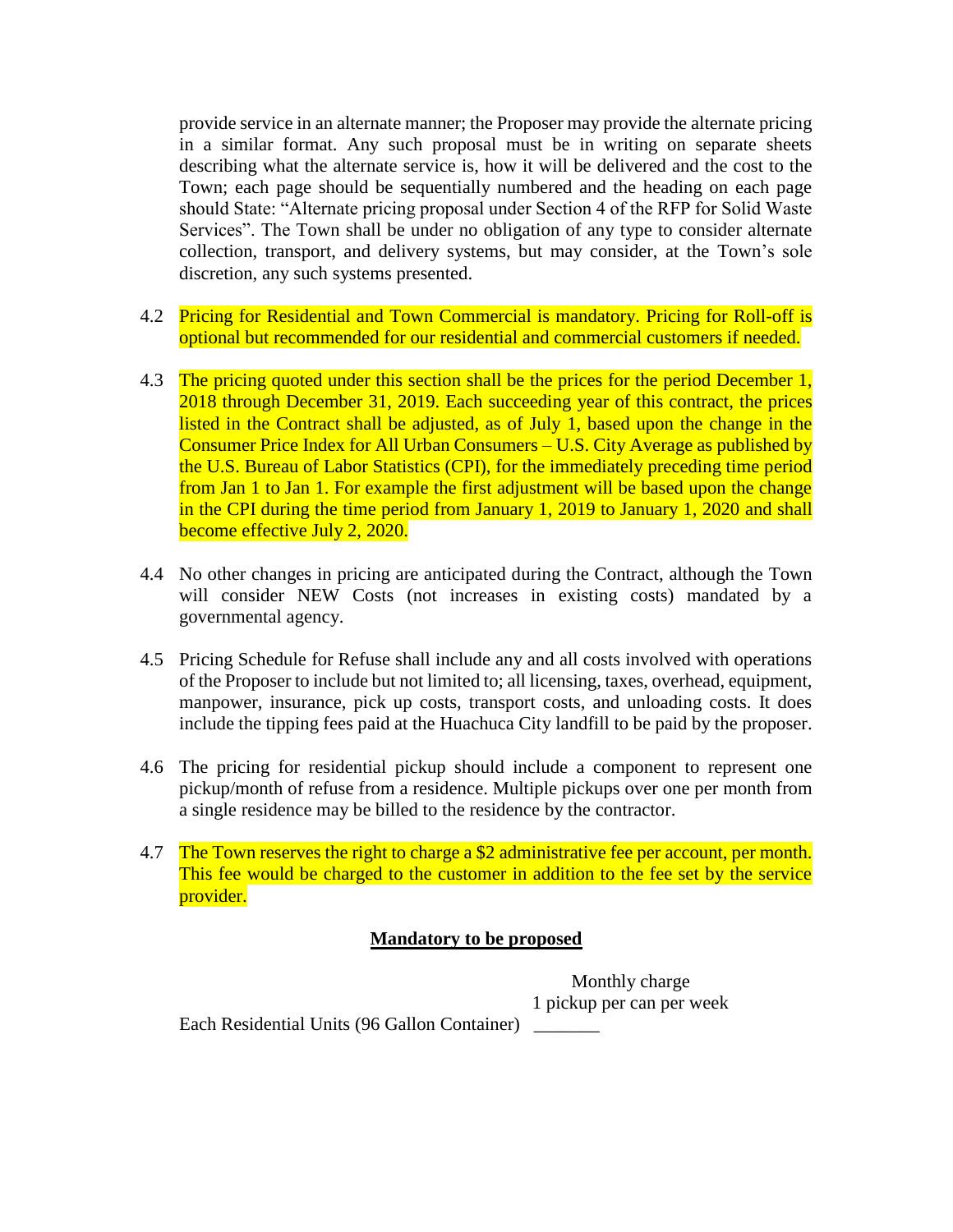provide service in an alternate manner; the Proposer may provide the alternate pricing in a similar format. Any such proposal must be in writing on separate sheets describing what the alternate service is, how it will be delivered and the cost to the Town; each page should be sequentially numbered and the heading on each page should State: "Alternate pricing proposal under Section 4 of the RFP for Solid Waste Services". The Town shall be under no obligation of any type to consider alternate collection, transport, and delivery systems, but may consider, at the Town's sole discretion, any such systems presented.

4.2 Pricing for Residential and Town Commercial is mandatory. Pricing for Roll-off is optional but recommended for our residential and commercial customers if needed.

4.3 The pricing quoted under this section shall be the prices for the period December 1, 2018 through December 31, 2019. Each succeeding year of this contract, the prices listed in the Contract shall be adjusted, as of July 1, based upon the change in the Consumer Price Index for All Urban Consumers – U.S. City Average as published by the U.S. Bureau of Labor Statistics (CPI), for the immediately preceding time period from Jan 1 to Jan 1. For example the first adjustment will be based upon the change in the CPI during the time period from January 1, 2019 to January 1, 2020 and shall become effective July 2, 2020.

4.4 No other changes in pricing are anticipated during the Contract, although the Town will consider NEW Costs (not increases in existing costs) mandated by a governmental agency.

4.5 Pricing Schedule for Refuse shall include any and all costs involved with operations of the Proposer to include but not limited to; all licensing, taxes, overhead, equipment, manpower, insurance, pick up costs, transport costs, and unloading costs. It does include the tipping fees paid at the Huachuca City landfill to be paid by the proposer.

4.6 The pricing for residential pickup should include a component to represent one pickup/month of refuse from a residence. Multiple pickups over one per month from a single residence may be billed to the residence by the contractor.

4.7 The Town reserves the right to charge a $2 administrative fee per account, per month. This fee would be charged to the customer in addition to the fee set by the service provider.

**Mandatory to be proposed**

| | Monthly charge<br>1 pickup per can per week |
|---|---|
| Each Residential Units (96 Gallon Container) | _______ |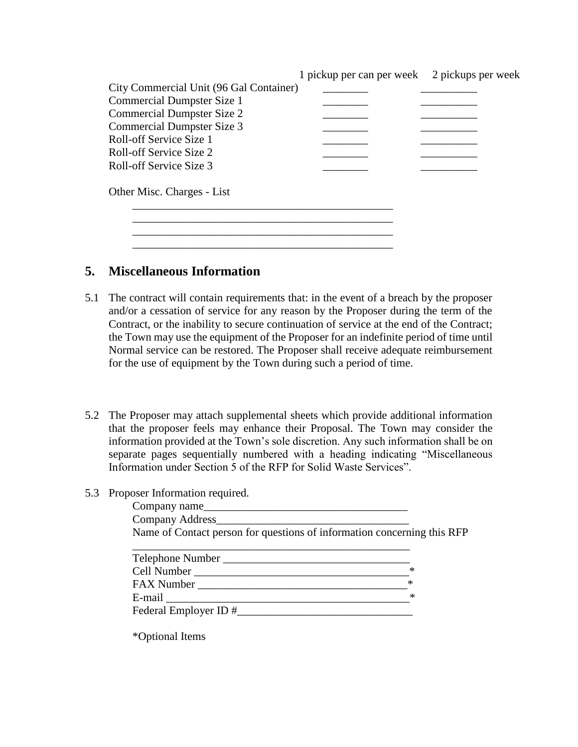| | 1 pickup per can per week | 2 pickups per week |
|---|---|---|
| City Commercial Unit (96 Gal Container) | ________ | __________ |
| Commercial Dumpster Size 1 | ________ | __________ |
| Commercial Dumpster Size 2 | ________ | __________ |
| Commercial Dumpster Size 3 | ________ | __________ |
| Roll-off Service Size 1 | ________ | __________ |
| Roll-off Service Size 2 | ________ | __________ |
| Roll-off Service Size 3 | ________ | __________ |

Other Misc. Charges - List

_______________________________________________
_______________________________________________
_______________________________________________
_______________________________________________

## 5. Miscellaneous Information

5.1 The contract will contain requirements that: in the event of a breach by the proposer and/or a cessation of service for any reason by the Proposer during the term of the Contract, or the inability to secure continuation of service at the end of the Contract; the Town may use the equipment of the Proposer for an indefinite period of time until Normal service can be restored. The Proposer shall receive adequate reimbursement for the use of equipment by the Town during such a period of time.

5.2 The Proposer may attach supplemental sheets which provide additional information that the proposer feels may enhance their Proposal. The Town may consider the information provided at the Town's sole discretion. Any such information shall be on separate pages sequentially numbered with a heading indicating "Miscellaneous Information under Section 5 of the RFP for Solid Waste Services".

5.3 Proposer Information required.

Company name_____________________________________

Company Address__________________________________

Name of Contact person for questions of information concerning this RFP

__________________________________________________

Telephone Number _________________________________

Cell Number _____________________________________*

FAX Number _____________________________________*

E-mail __________________________________________*

Federal Employer ID #______________________________

*Optional Items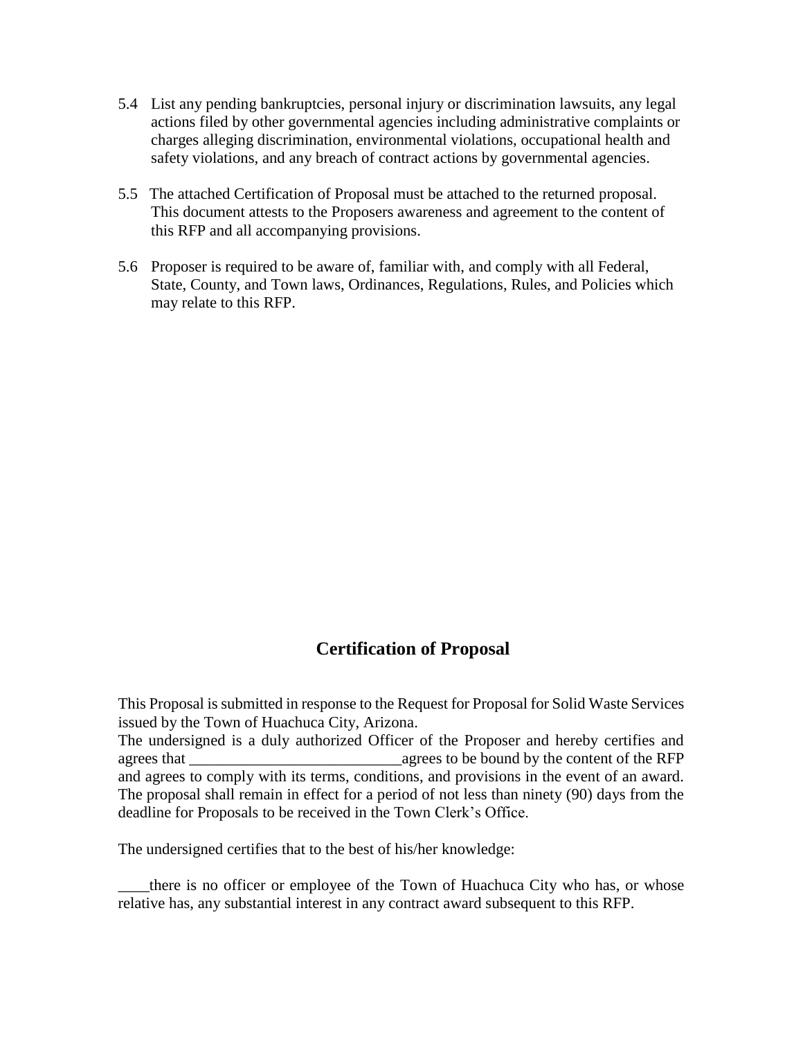5.4 List any pending bankruptcies, personal injury or discrimination lawsuits, any legal actions filed by other governmental agencies including administrative complaints or charges alleging discrimination, environmental violations, occupational health and safety violations, and any breach of contract actions by governmental agencies.

5.5 The attached Certification of Proposal must be attached to the returned proposal. This document attests to the Proposers awareness and agreement to the content of this RFP and all accompanying provisions.

5.6 Proposer is required to be aware of, familiar with, and comply with all Federal, State, County, and Town laws, Ordinances, Regulations, Rules, and Policies which may relate to this RFP.

## Certification of Proposal

This Proposal is submitted in response to the Request for Proposal for Solid Waste Services issued by the Town of Huachuca City, Arizona.

The undersigned is a duly authorized Officer of the Proposer and hereby certifies and agrees that ___________________________agrees to be bound by the content of the RFP and agrees to comply with its terms, conditions, and provisions in the event of an award. The proposal shall remain in effect for a period of not less than ninety (90) days from the deadline for Proposals to be received in the Town Clerk's Office.

The undersigned certifies that to the best of his/her knowledge:

____there is no officer or employee of the Town of Huachuca City who has, or whose relative has, any substantial interest in any contract award subsequent to this RFP.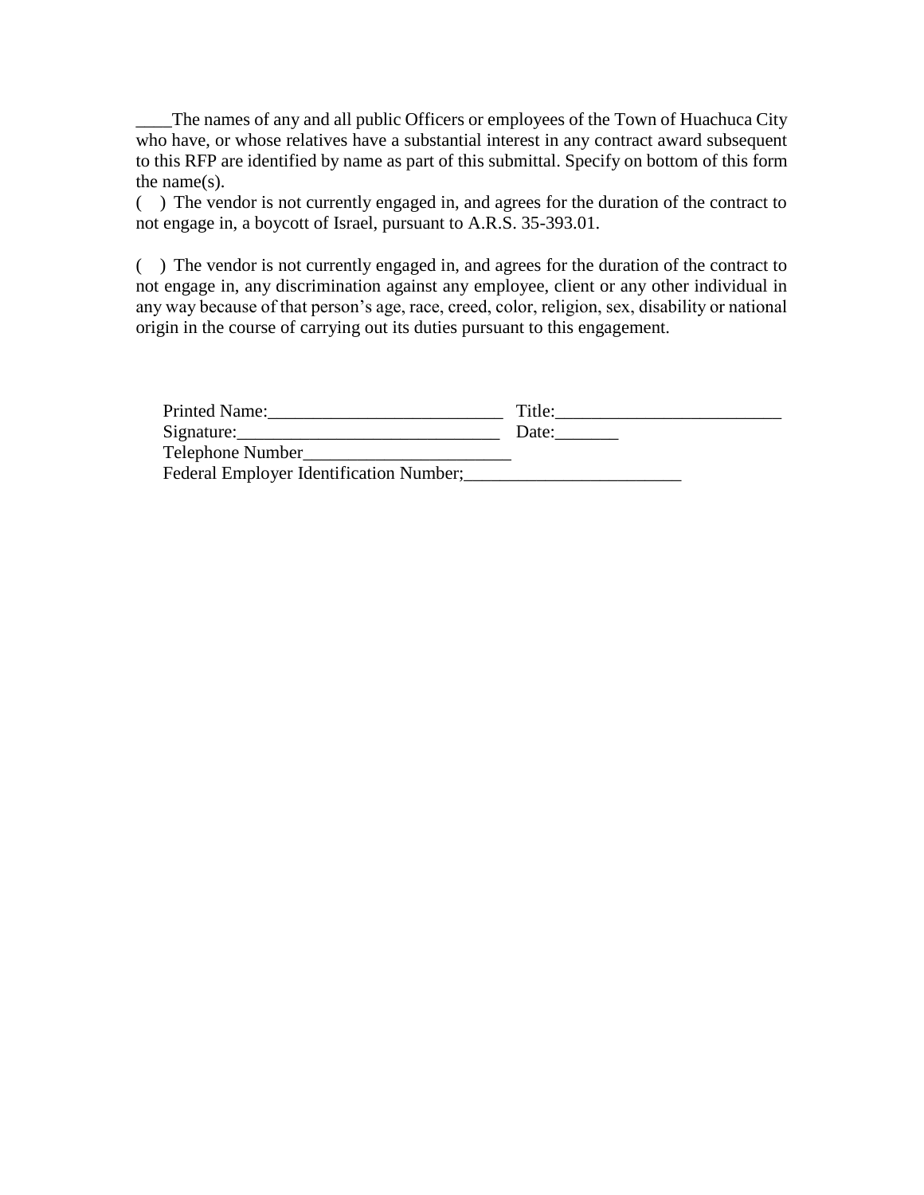____The names of any and all public Officers or employees of the Town of Huachuca City who have, or whose relatives have a substantial interest in any contract award subsequent to this RFP are identified by name as part of this submittal. Specify on bottom of this form the name(s).

(  ) The vendor is not currently engaged in, and agrees for the duration of the contract to not engage in, a boycott of Israel, pursuant to A.R.S. 35-393.01.

(  ) The vendor is not currently engaged in, and agrees for the duration of the contract to not engage in, any discrimination against any employee, client or any other individual in any way because of that person's age, race, creed, color, religion, sex, disability or national origin in the course of carrying out its duties pursuant to this engagement.

Printed Name:__________________________ Title:_________________________

Signature:_____________________________ Date:_______

Telephone Number_______________________

Federal Employer Identification Number;________________________